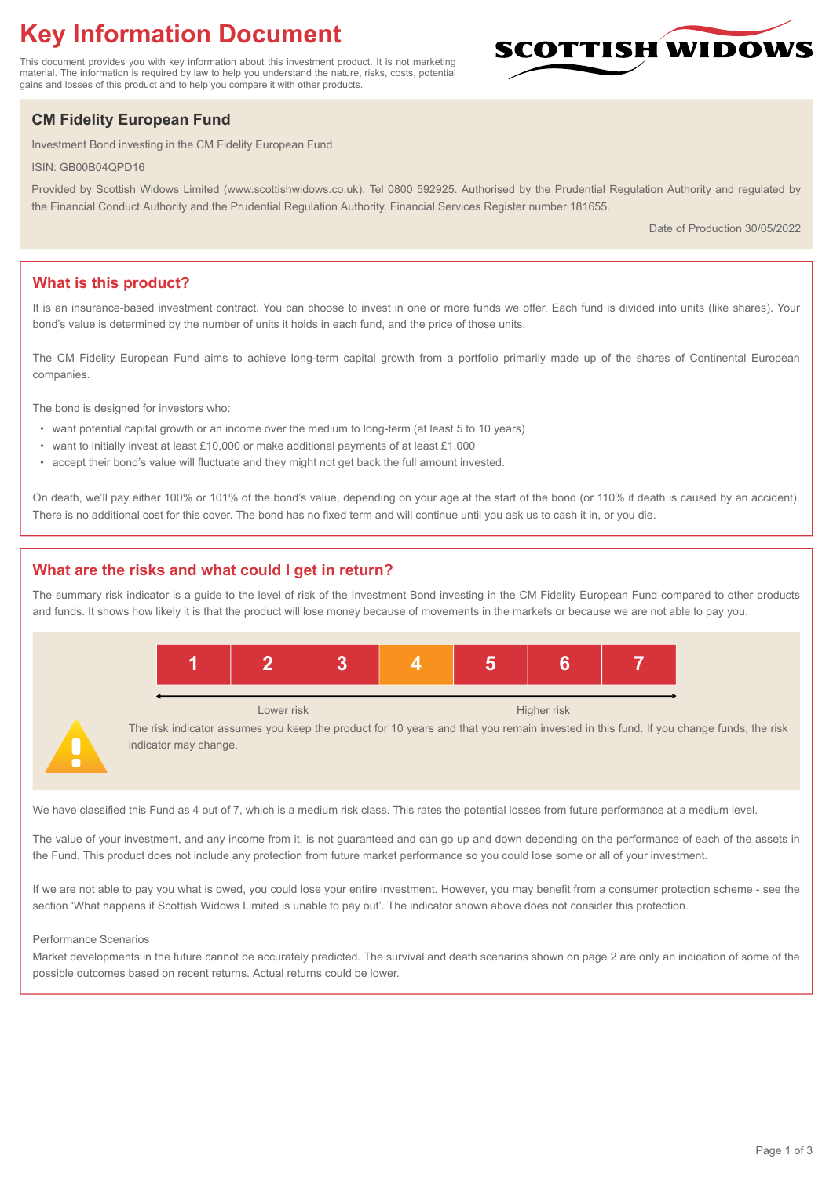# Key Information Document

This document provides you with key information about this investment product. It is not marketing material. The information is required by law to help you understand the nature, risks, costs, potential gains and losses of this product and to help you compare it with other products.

SCOTTISH WIDOWS

## CM Fidelity European Fund

Investment Bond investing in the CM Fidelity European Fund

ISIN: GB00B04QPD16

Provided by Scottish Widows Limited (www.scottishwidows.co.uk). Tel 0800 592925. Authorised by the Prudential Regulation Authority and regulated by the Financial Conduct Authority and the Prudential Regulation Authority. Financial Services Register number 181655.

Date of Production 30/05/2022

## What is this product?

It is an insurance-based investment contract. You can choose to invest in one or more funds we offer. Each fund is divided into units (like shares). Your bond's value is determined by the number of units it holds in each fund, and the price of those units.

The CM Fidelity European Fund aims to achieve long-term capital growth from a portfolio primarily made up of the shares of Continental European companies.

The bond is designed for investors who:

- want potential capital growth or an income over the medium to long-term (at least 5 to 10 years)
- want to initially invest at least £10,000 or make additional payments of at least £1,000
- accept their bond's value will fluctuate and they might not get back the full amount invested.

On death, we'll pay either 100% or 101% of the bond's value, depending on your age at the start of the bond (or 110% if death is caused by an accident). There is no additional cost for this cover. The bond has no fixed term and will continue until you ask us to cash it in, or you die.

## What are the risks and what could I get in return?

The summary risk indicator is a guide to the level of risk of the Investment Bond investing in the CM Fidelity European Fund compared to other products and funds. It shows how likely it is that the product will lose money because of movements in the markets or because we are not able to pay you.

| 1 | 2 | 3 | **4** | 5 | 6 | 7 |
|---|---|---|---|---|---|---|

Lower risk ← → Higher risk

The risk indicator assumes you keep the product for 10 years and that you remain invested in this fund. If you change funds, the risk indicator may change.

We have classified this Fund as 4 out of 7, which is a medium risk class. This rates the potential losses from future performance at a medium level.

The value of your investment, and any income from it, is not guaranteed and can go up and down depending on the performance of each of the assets in the Fund. This product does not include any protection from future market performance so you could lose some or all of your investment.

If we are not able to pay you what is owed, you could lose your entire investment. However, you may benefit from a consumer protection scheme - see the section 'What happens if Scottish Widows Limited is unable to pay out'. The indicator shown above does not consider this protection.

Performance Scenarios

Market developments in the future cannot be accurately predicted. The survival and death scenarios shown on page 2 are only an indication of some of the possible outcomes based on recent returns. Actual returns could be lower.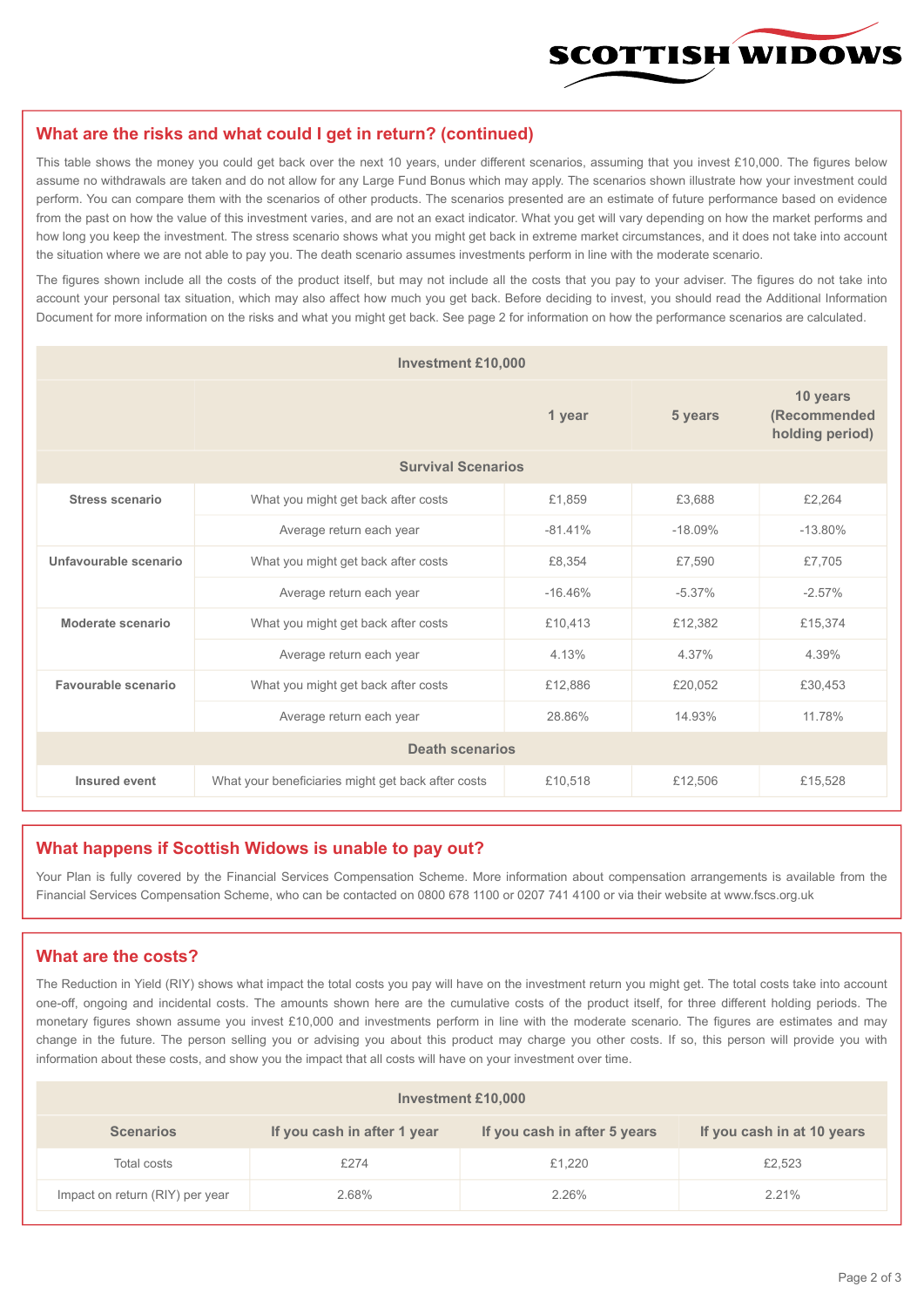## What are the risks and what could I get in return? (continued)

This table shows the money you could get back over the next 10 years, under different scenarios, assuming that you invest £10,000. The figures below assume no withdrawals are taken and do not allow for any Large Fund Bonus which may apply. The scenarios shown illustrate how your investment could perform. You can compare them with the scenarios of other products. The scenarios presented are an estimate of future performance based on evidence from the past on how the value of this investment varies, and are not an exact indicator. What you get will vary depending on how the market performs and how long you keep the investment. The stress scenario shows what you might get back in extreme market circumstances, and it does not take into account the situation where we are not able to pay you. The death scenario assumes investments perform in line with the moderate scenario.

The figures shown include all the costs of the product itself, but may not include all the costs that you pay to your adviser. The figures do not take into account your personal tax situation, which may also affect how much you get back. Before deciding to invest, you should read the Additional Information Document for more information on the risks and what you might get back. See page 2 for information on how the performance scenarios are calculated.

| Investment £10,000 | | | | |
|---|---|---|---|---|
| | | 1 year | 5 years | 10 years (Recommended holding period) |
| **Survival Scenarios** | | | | |
| **Stress scenario** | What you might get back after costs | £1,859 | £3,688 | £2,264 |
| | Average return each year | -81.41% | -18.09% | -13.80% |
| **Unfavourable scenario** | What you might get back after costs | £8,354 | £7,590 | £7,705 |
| | Average return each year | -16.46% | -5.37% | -2.57% |
| **Moderate scenario** | What you might get back after costs | £10,413 | £12,382 | £15,374 |
| | Average return each year | 4.13% | 4.37% | 4.39% |
| **Favourable scenario** | What you might get back after costs | £12,886 | £20,052 | £30,453 |
| | Average return each year | 28.86% | 14.93% | 11.78% |
| **Death scenarios** | | | | |
| **Insured event** | What your beneficiaries might get back after costs | £10,518 | £12,506 | £15,528 |

## What happens if Scottish Widows is unable to pay out?

Your Plan is fully covered by the Financial Services Compensation Scheme. More information about compensation arrangements is available from the Financial Services Compensation Scheme, who can be contacted on 0800 678 1100 or 0207 741 4100 or via their website at www.fscs.org.uk

## What are the costs?

The Reduction in Yield (RIY) shows what impact the total costs you pay will have on the investment return you might get. The total costs take into account one-off, ongoing and incidental costs. The amounts shown here are the cumulative costs of the product itself, for three different holding periods. The monetary figures shown assume you invest £10,000 and investments perform in line with the moderate scenario. The figures are estimates and may change in the future. The person selling you or advising you about this product may charge you other costs. If so, this person will provide you with information about these costs, and show you the impact that all costs will have on your investment over time.

| Investment £10,000 | | | |
|---|---|---|---|
| **Scenarios** | **If you cash in after 1 year** | **If you cash in after 5 years** | **If you cash in at 10 years** |
| Total costs | £274 | £1,220 | £2,523 |
| Impact on return (RIY) per year | 2.68% | 2.26% | 2.21% |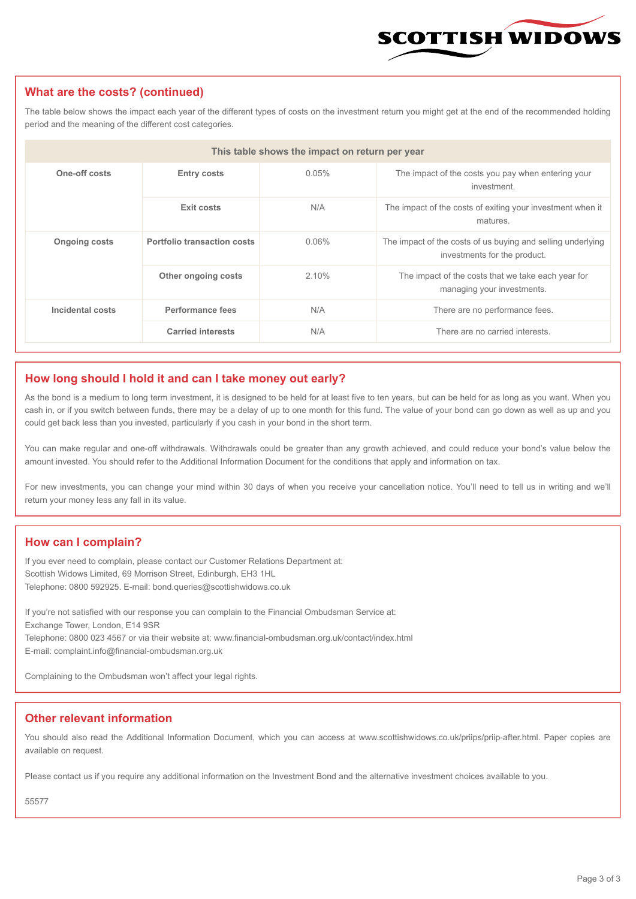## What are the costs? (continued)

The table below shows the impact each year of the different types of costs on the investment return you might get at the end of the recommended holding period and the meaning of the different cost categories.

| This table shows the impact on return per year | | | |
|---|---|---|---|
| **One-off costs** | **Entry costs** | 0.05% | The impact of the costs you pay when entering your investment. |
| | **Exit costs** | N/A | The impact of the costs of exiting your investment when it matures. |
| **Ongoing costs** | **Portfolio transaction costs** | 0.06% | The impact of the costs of us buying and selling underlying investments for the product. |
| | **Other ongoing costs** | 2.10% | The impact of the costs that we take each year for managing your investments. |
| **Incidental costs** | **Performance fees** | N/A | There are no performance fees. |
| | **Carried interests** | N/A | There are no carried interests. |

## How long should I hold it and can I take money out early?

As the bond is a medium to long term investment, it is designed to be held for at least five to ten years, but can be held for as long as you want. When you cash in, or if you switch between funds, there may be a delay of up to one month for this fund. The value of your bond can go down as well as up and you could get back less than you invested, particularly if you cash in your bond in the short term.

You can make regular and one-off withdrawals. Withdrawals could be greater than any growth achieved, and could reduce your bond's value below the amount invested. You should refer to the Additional Information Document for the conditions that apply and information on tax.

For new investments, you can change your mind within 30 days of when you receive your cancellation notice. You'll need to tell us in writing and we'll return your money less any fall in its value.

## How can I complain?

If you ever need to complain, please contact our Customer Relations Department at:
Scottish Widows Limited, 69 Morrison Street, Edinburgh, EH3 1HL
Telephone: 0800 592925. E-mail: bond.queries@scottishwidows.co.uk

If you're not satisfied with our response you can complain to the Financial Ombudsman Service at:
Exchange Tower, London, E14 9SR
Telephone: 0800 023 4567 or via their website at: www.financial-ombudsman.org.uk/contact/index.html
E-mail: complaint.info@financial-ombudsman.org.uk

Complaining to the Ombudsman won't affect your legal rights.

## Other relevant information

You should also read the Additional Information Document, which you can access at www.scottishwidows.co.uk/priips/priip-after.html. Paper copies are available on request.

Please contact us if you require any additional information on the Investment Bond and the alternative investment choices available to you.

55577